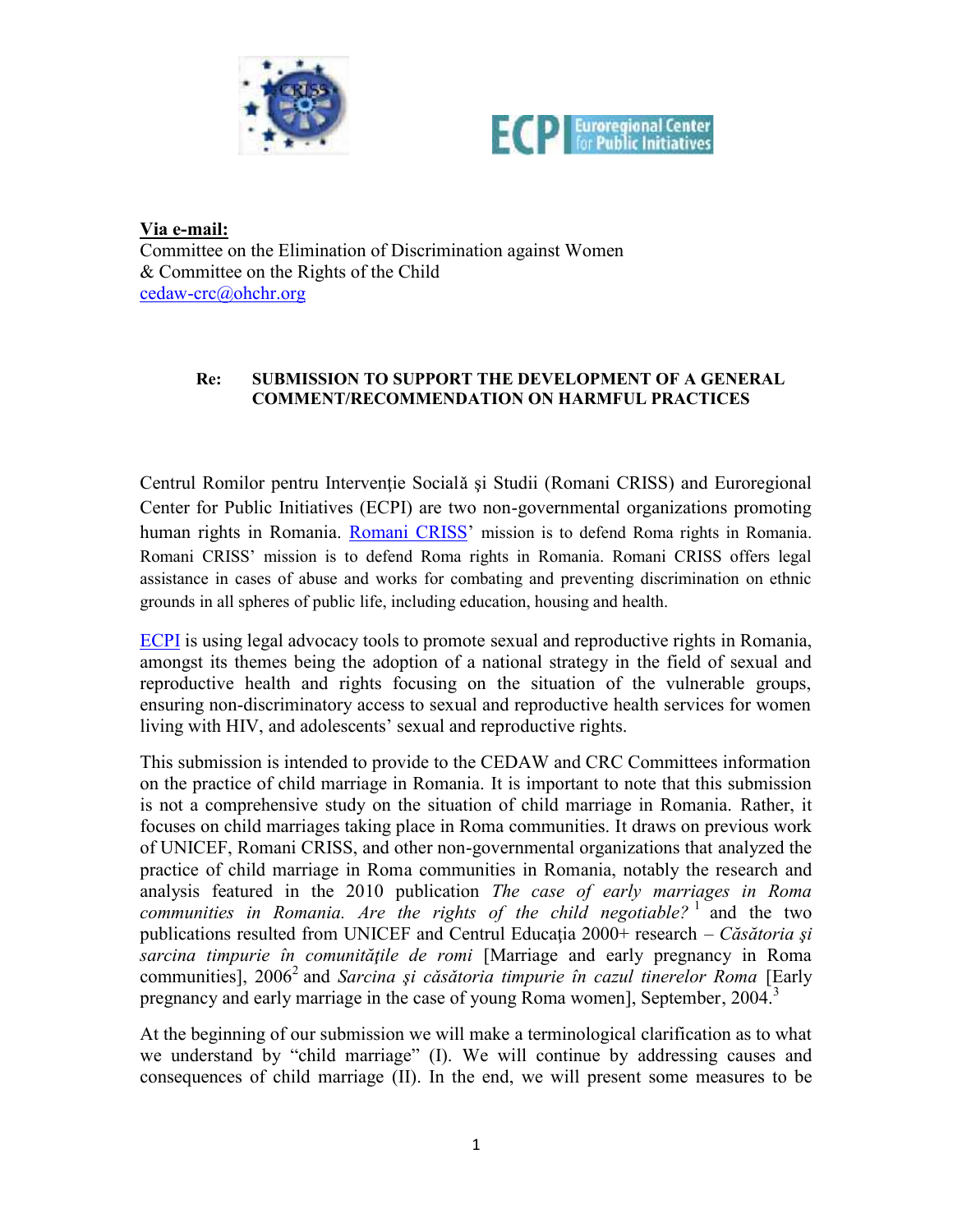**Via e-mail:**
Committee on the Elimination of Discrimination against Women
& Committee on the Rights of the Child
cedaw-crc@ohchr.org

**Re: SUBMISSION TO SUPPORT THE DEVELOPMENT OF A GENERAL COMMENT/RECOMMENDATION ON HARMFUL PRACTICES**

Centrul Romilor pentru Intervenţie Socială şi Studii (Romani CRISS) and Euroregional Center for Public Initiatives (ECPI) are two non-governmental organizations promoting human rights in Romania. Romani CRISS' mission is to defend Roma rights in Romania. Romani CRISS' mission is to defend Roma rights in Romania. Romani CRISS offers legal assistance in cases of abuse and works for combating and preventing discrimination on ethnic grounds in all spheres of public life, including education, housing and health.

ECPI is using legal advocacy tools to promote sexual and reproductive rights in Romania, amongst its themes being the adoption of a national strategy in the field of sexual and reproductive health and rights focusing on the situation of the vulnerable groups, ensuring non-discriminatory access to sexual and reproductive health services for women living with HIV, and adolescents' sexual and reproductive rights.

This submission is intended to provide to the CEDAW and CRC Committees information on the practice of child marriage in Romania. It is important to note that this submission is not a comprehensive study on the situation of child marriage in Romania. Rather, it focuses on child marriages taking place in Roma communities. It draws on previous work of UNICEF, Romani CRISS, and other non-governmental organizations that analyzed the practice of child marriage in Roma communities in Romania, notably the research and analysis featured in the 2010 publication *The case of early marriages in Roma communities in Romania. Are the rights of the child negotiable?* [1] and the two publications resulted from UNICEF and Centrul Educaţia 2000+ research – *Căsătoria şi sarcina timpurie în comunităţile de romi* [Marriage and early pregnancy in Roma communities], 2006[2] and *Sarcina şi căsătoria timpurie în cazul tinerelor Roma* [Early pregnancy and early marriage in the case of young Roma women], September, 2004.[3]

At the beginning of our submission we will make a terminological clarification as to what we understand by "child marriage" (I). We will continue by addressing causes and consequences of child marriage (II). In the end, we will present some measures to be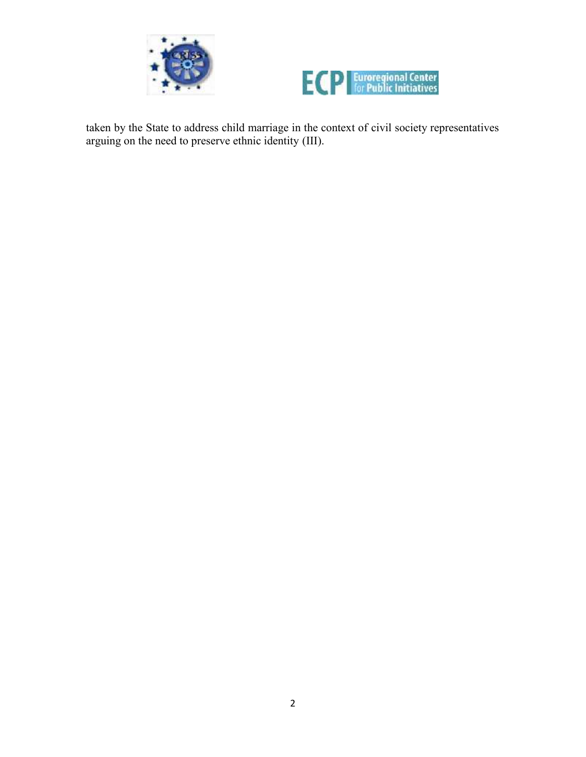taken by the State to address child marriage in the context of civil society representatives arguing on the need to preserve ethnic identity (III).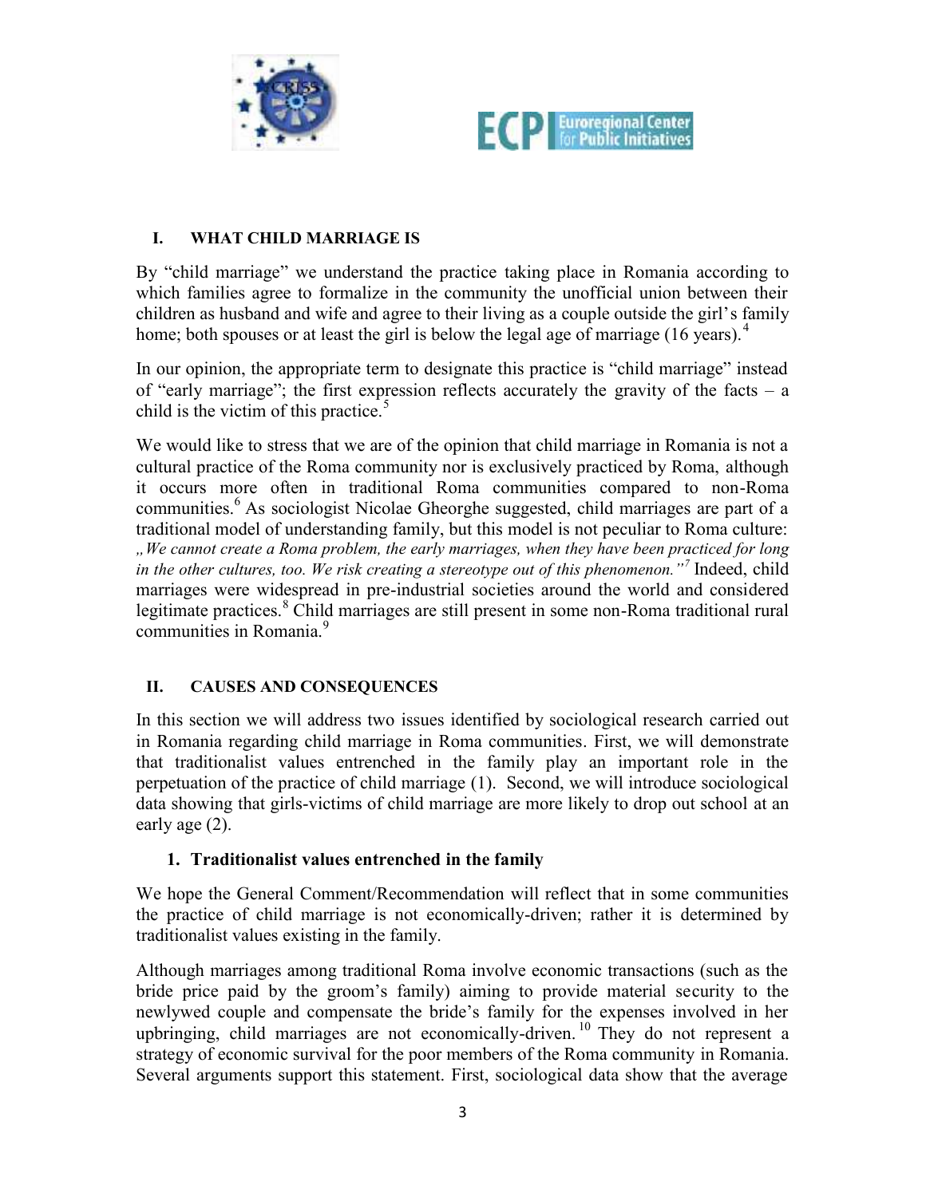## I. WHAT CHILD MARRIAGE IS

By "child marriage" we understand the practice taking place in Romania according to which families agree to formalize in the community the unofficial union between their children as husband and wife and agree to their living as a couple outside the girl's family home; both spouses or at least the girl is below the legal age of marriage (16 years).[4]

In our opinion, the appropriate term to designate this practice is "child marriage" instead of "early marriage"; the first expression reflects accurately the gravity of the facts – a child is the victim of this practice.[5]

We would like to stress that we are of the opinion that child marriage in Romania is not a cultural practice of the Roma community nor is exclusively practiced by Roma, although it occurs more often in traditional Roma communities compared to non-Roma communities.[6] As sociologist Nicolae Gheorghe suggested, child marriages are part of a traditional model of understanding family, but this model is not peculiar to Roma culture: *„We cannot create a Roma problem, the early marriages, when they have been practiced for long in the other cultures, too. We risk creating a stereotype out of this phenomenon."*[7] Indeed, child marriages were widespread in pre-industrial societies around the world and considered legitimate practices.[8] Child marriages are still present in some non-Roma traditional rural communities in Romania.[9]

## II. CAUSES AND CONSEQUENCES

In this section we will address two issues identified by sociological research carried out in Romania regarding child marriage in Roma communities. First, we will demonstrate that traditionalist values entrenched in the family play an important role in the perpetuation of the practice of child marriage (1). Second, we will introduce sociological data showing that girls-victims of child marriage are more likely to drop out school at an early age (2).

### 1. Traditionalist values entrenched in the family

We hope the General Comment/Recommendation will reflect that in some communities the practice of child marriage is not economically-driven; rather it is determined by traditionalist values existing in the family.

Although marriages among traditional Roma involve economic transactions (such as the bride price paid by the groom's family) aiming to provide material security to the newlywed couple and compensate the bride's family for the expenses involved in her upbringing, child marriages are not economically-driven.[10] They do not represent a strategy of economic survival for the poor members of the Roma community in Romania. Several arguments support this statement. First, sociological data show that the average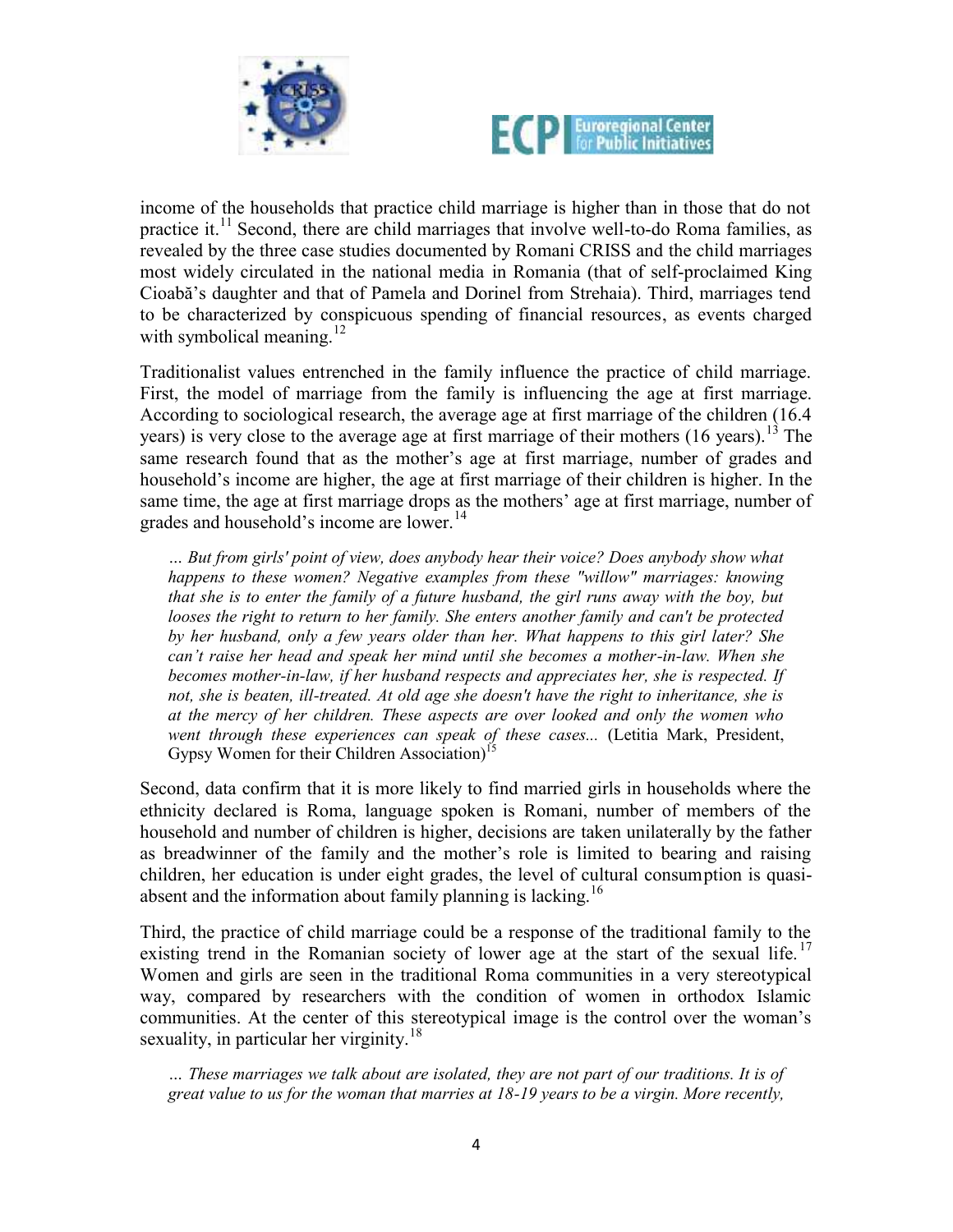income of the households that practice child marriage is higher than in those that do not practice it.[11] Second, there are child marriages that involve well-to-do Roma families, as revealed by the three case studies documented by Romani CRISS and the child marriages most widely circulated in the national media in Romania (that of self-proclaimed King Cioabă's daughter and that of Pamela and Dorinel from Strehaia). Third, marriages tend to be characterized by conspicuous spending of financial resources, as events charged with symbolical meaning.[12]

Traditionalist values entrenched in the family influence the practice of child marriage. First, the model of marriage from the family is influencing the age at first marriage. According to sociological research, the average age at first marriage of the children (16.4 years) is very close to the average age at first marriage of their mothers (16 years).[13] The same research found that as the mother's age at first marriage, number of grades and household's income are higher, the age at first marriage of their children is higher. In the same time, the age at first marriage drops as the mothers' age at first marriage, number of grades and household's income are lower.[14]

> *... But from girls' point of view, does anybody hear their voice? Does anybody show what happens to these women? Negative examples from these "willow" marriages: knowing that she is to enter the family of a future husband, the girl runs away with the boy, but looses the right to return to her family. She enters another family and can't be protected by her husband, only a few years older than her. What happens to this girl later? She can't raise her head and speak her mind until she becomes a mother-in-law. When she becomes mother-in-law, if her husband respects and appreciates her, she is respected. If not, she is beaten, ill-treated. At old age she doesn't have the right to inheritance, she is at the mercy of her children. These aspects are over looked and only the women who went through these experiences can speak of these cases...* (Letitia Mark, President, Gypsy Women for their Children Association)[15]

Second, data confirm that it is more likely to find married girls in households where the ethnicity declared is Roma, language spoken is Romani, number of members of the household and number of children is higher, decisions are taken unilaterally by the father as breadwinner of the family and the mother's role is limited to bearing and raising children, her education is under eight grades, the level of cultural consumption is quasi-absent and the information about family planning is lacking.[16]

Third, the practice of child marriage could be a response of the traditional family to the existing trend in the Romanian society of lower age at the start of the sexual life.[17] Women and girls are seen in the traditional Roma communities in a very stereotypical way, compared by researchers with the condition of women in orthodox Islamic communities. At the center of this stereotypical image is the control over the woman's sexuality, in particular her virginity.[18]

> *... These marriages we talk about are isolated, they are not part of our traditions. It is of great value to us for the woman that marries at 18-19 years to be a virgin. More recently,*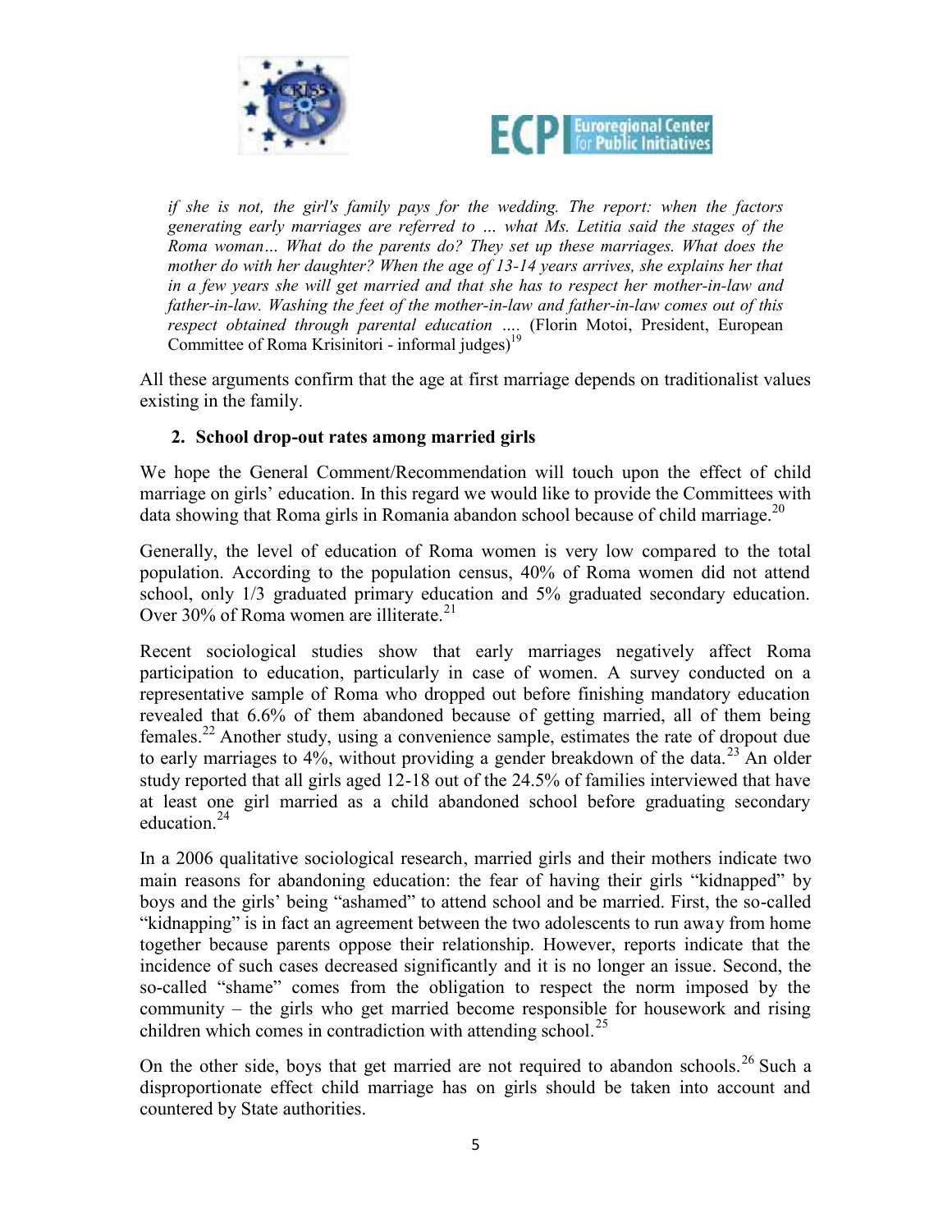*if she is not, the girl's family pays for the wedding. The report: when the factors generating early marriages are referred to … what Ms. Letitia said the stages of the Roma woman… What do the parents do? They set up these marriages. What does the mother do with her daughter? When the age of 13-14 years arrives, she explains her that in a few years she will get married and that she has to respect her mother-in-law and father-in-law. Washing the feet of the mother-in-law and father-in-law comes out of this respect obtained through parental education ….* (Florin Motoi, President, European Committee of Roma Krisinitori - informal judges)[19]

All these arguments confirm that the age at first marriage depends on traditionalist values existing in the family.

## 2. School drop-out rates among married girls

We hope the General Comment/Recommendation will touch upon the effect of child marriage on girls' education. In this regard we would like to provide the Committees with data showing that Roma girls in Romania abandon school because of child marriage.[20]

Generally, the level of education of Roma women is very low compared to the total population. According to the population census, 40% of Roma women did not attend school, only 1/3 graduated primary education and 5% graduated secondary education. Over 30% of Roma women are illiterate.[21]

Recent sociological studies show that early marriages negatively affect Roma participation to education, particularly in case of women. A survey conducted on a representative sample of Roma who dropped out before finishing mandatory education revealed that 6.6% of them abandoned because of getting married, all of them being females.[22] Another study, using a convenience sample, estimates the rate of dropout due to early marriages to 4%, without providing a gender breakdown of the data.[23] An older study reported that all girls aged 12-18 out of the 24.5% of families interviewed that have at least one girl married as a child abandoned school before graduating secondary education.[24]

In a 2006 qualitative sociological research, married girls and their mothers indicate two main reasons for abandoning education: the fear of having their girls "kidnapped" by boys and the girls' being "ashamed" to attend school and be married. First, the so-called "kidnapping" is in fact an agreement between the two adolescents to run away from home together because parents oppose their relationship. However, reports indicate that the incidence of such cases decreased significantly and it is no longer an issue. Second, the so-called "shame" comes from the obligation to respect the norm imposed by the community – the girls who get married become responsible for housework and rising children which comes in contradiction with attending school.[25]

On the other side, boys that get married are not required to abandon schools.[26] Such a disproportionate effect child marriage has on girls should be taken into account and countered by State authorities.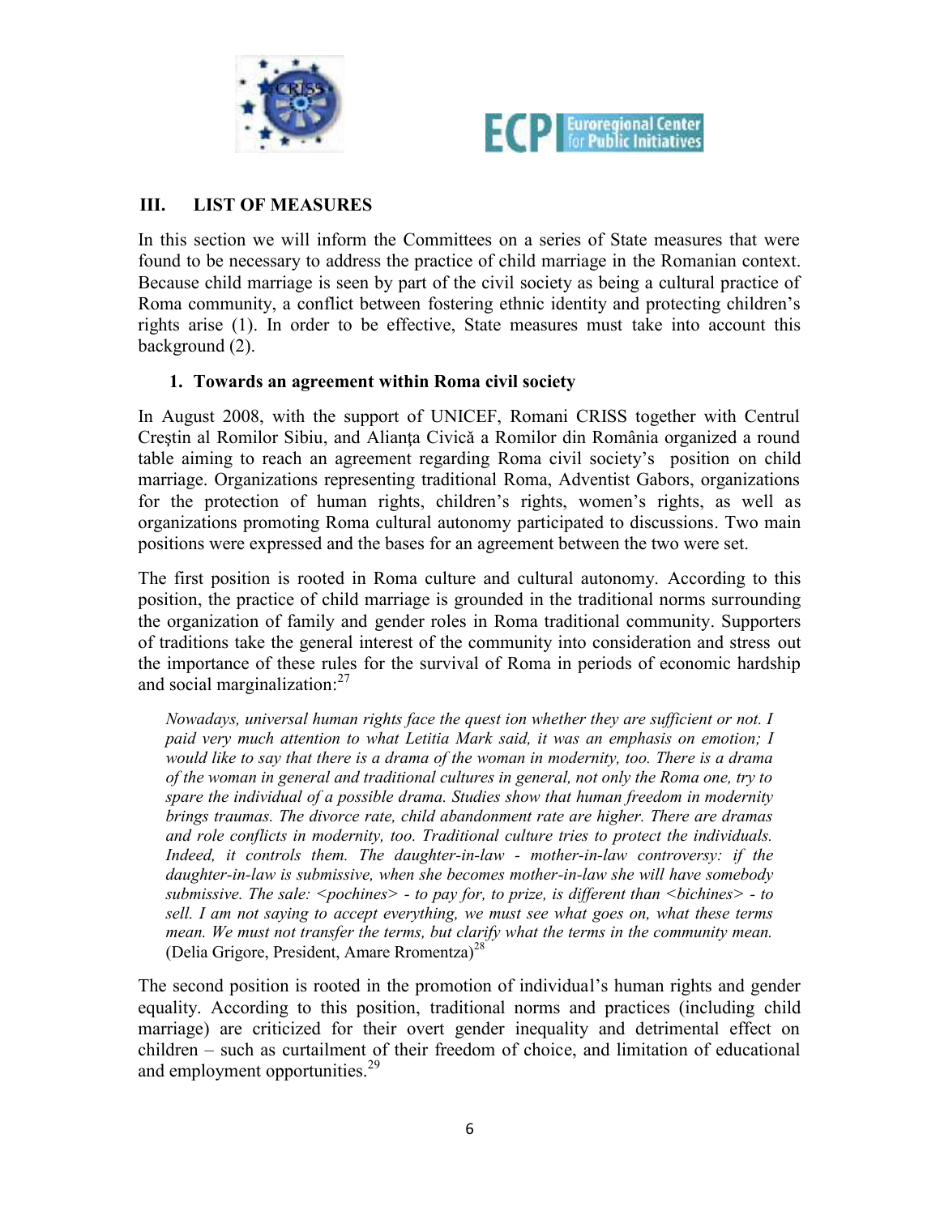## III. LIST OF MEASURES

In this section we will inform the Committees on a series of State measures that were found to be necessary to address the practice of child marriage in the Romanian context. Because child marriage is seen by part of the civil society as being a cultural practice of Roma community, a conflict between fostering ethnic identity and protecting children's rights arise (1). In order to be effective, State measures must take into account this background (2).

### 1. Towards an agreement within Roma civil society

In August 2008, with the support of UNICEF, Romani CRISS together with Centrul Creştin al Romilor Sibiu, and Alianţa Civică a Romilor din România organized a round table aiming to reach an agreement regarding Roma civil society's position on child marriage. Organizations representing traditional Roma, Adventist Gabors, organizations for the protection of human rights, children's rights, women's rights, as well as organizations promoting Roma cultural autonomy participated to discussions. Two main positions were expressed and the bases for an agreement between the two were set.

The first position is rooted in Roma culture and cultural autonomy. According to this position, the practice of child marriage is grounded in the traditional norms surrounding the organization of family and gender roles in Roma traditional community. Supporters of traditions take the general interest of the community into consideration and stress out the importance of these rules for the survival of Roma in periods of economic hardship and social marginalization:[27]

> *Nowadays, universal human rights face the quest ion whether they are sufficient or not. I paid very much attention to what Letitia Mark said, it was an emphasis on emotion; I would like to say that there is a drama of the woman in modernity, too. There is a drama of the woman in general and traditional cultures in general, not only the Roma one, try to spare the individual of a possible drama. Studies show that human freedom in modernity brings traumas. The divorce rate, child abandonment rate are higher. There are dramas and role conflicts in modernity, too. Traditional culture tries to protect the individuals. Indeed, it controls them. The daughter-in-law - mother-in-law controversy: if the daughter-in-law is submissive, when she becomes mother-in-law she will have somebody submissive. The sale: <pochines> - to pay for, to prize, is different than <bichines> - to sell. I am not saying to accept everything, we must see what goes on, what these terms mean. We must not transfer the terms, but clarify what the terms in the community mean.* (Delia Grigore, President, Amare Rromentza)[28]

The second position is rooted in the promotion of individual's human rights and gender equality. According to this position, traditional norms and practices (including child marriage) are criticized for their overt gender inequality and detrimental effect on children – such as curtailment of their freedom of choice, and limitation of educational and employment opportunities.[29]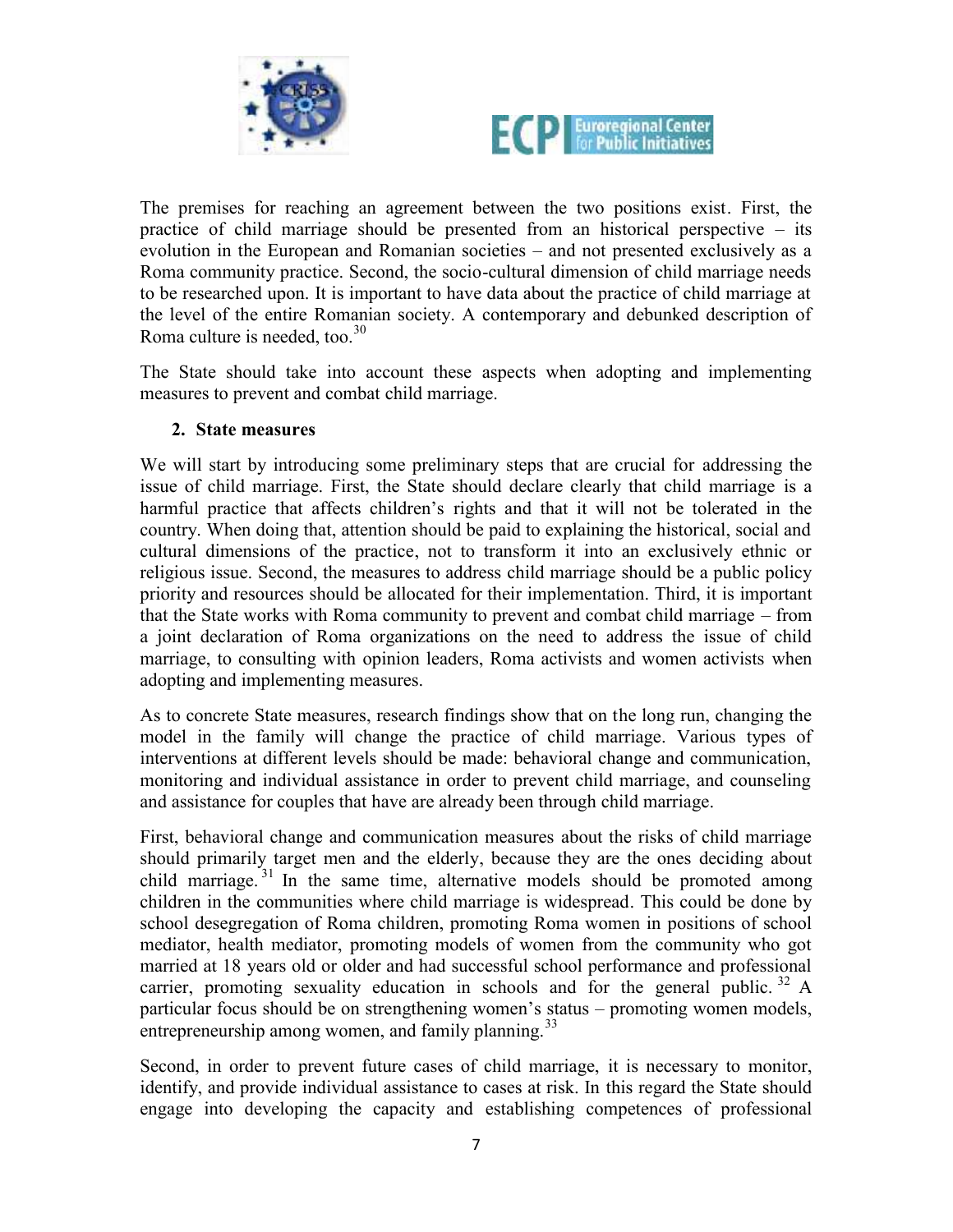The premises for reaching an agreement between the two positions exist. First, the practice of child marriage should be presented from an historical perspective – its evolution in the European and Romanian societies – and not presented exclusively as a Roma community practice. Second, the socio-cultural dimension of child marriage needs to be researched upon. It is important to have data about the practice of child marriage at the level of the entire Romanian society. A contemporary and debunked description of Roma culture is needed, too.[30]

The State should take into account these aspects when adopting and implementing measures to prevent and combat child marriage.

## 2. State measures

We will start by introducing some preliminary steps that are crucial for addressing the issue of child marriage. First, the State should declare clearly that child marriage is a harmful practice that affects children's rights and that it will not be tolerated in the country. When doing that, attention should be paid to explaining the historical, social and cultural dimensions of the practice, not to transform it into an exclusively ethnic or religious issue. Second, the measures to address child marriage should be a public policy priority and resources should be allocated for their implementation. Third, it is important that the State works with Roma community to prevent and combat child marriage – from a joint declaration of Roma organizations on the need to address the issue of child marriage, to consulting with opinion leaders, Roma activists and women activists when adopting and implementing measures.

As to concrete State measures, research findings show that on the long run, changing the model in the family will change the practice of child marriage. Various types of interventions at different levels should be made: behavioral change and communication, monitoring and individual assistance in order to prevent child marriage, and counseling and assistance for couples that have are already been through child marriage.

First, behavioral change and communication measures about the risks of child marriage should primarily target men and the elderly, because they are the ones deciding about child marriage.[31] In the same time, alternative models should be promoted among children in the communities where child marriage is widespread. This could be done by school desegregation of Roma children, promoting Roma women in positions of school mediator, health mediator, promoting models of women from the community who got married at 18 years old or older and had successful school performance and professional carrier, promoting sexuality education in schools and for the general public.[32] A particular focus should be on strengthening women's status – promoting women models, entrepreneurship among women, and family planning.[33]

Second, in order to prevent future cases of child marriage, it is necessary to monitor, identify, and provide individual assistance to cases at risk. In this regard the State should engage into developing the capacity and establishing competences of professional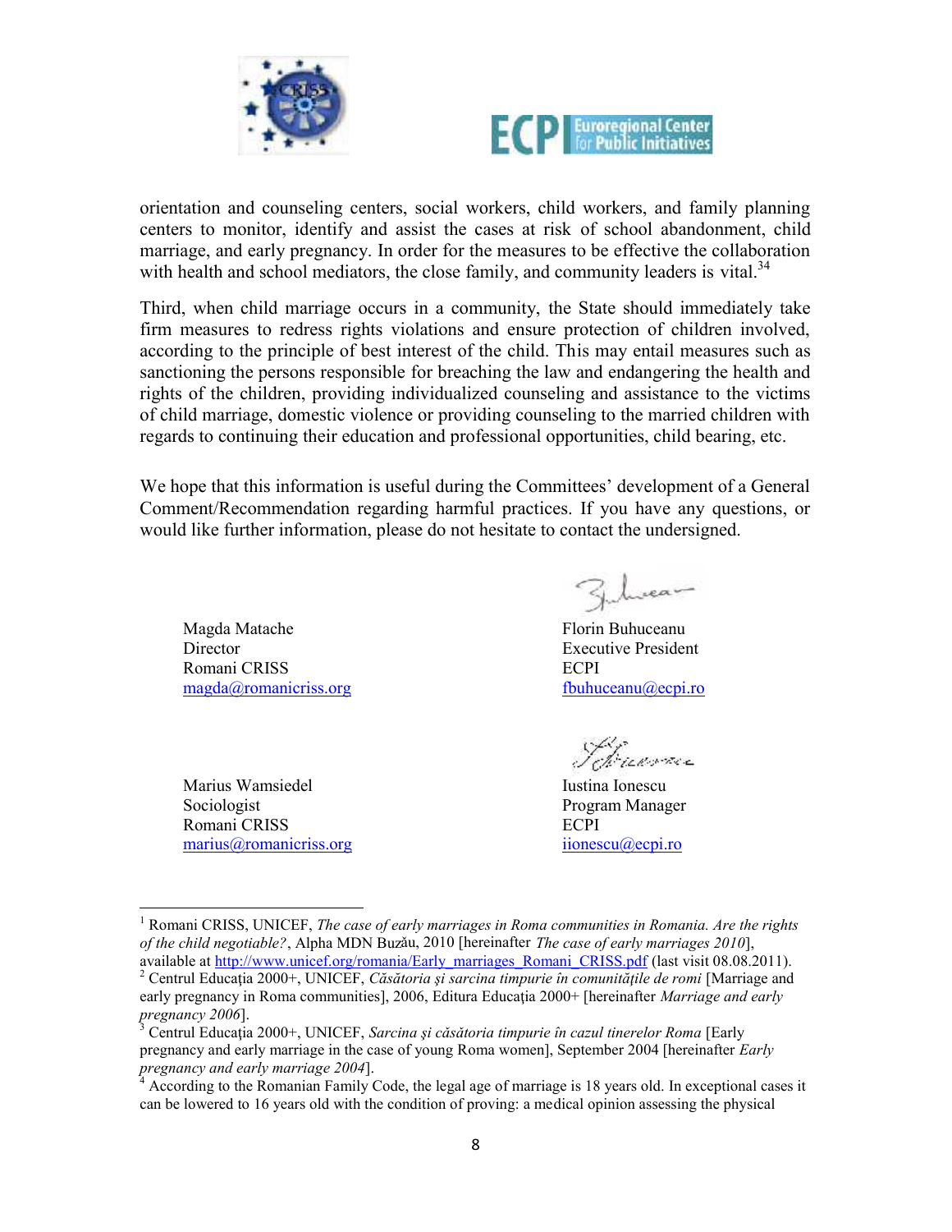orientation and counseling centers, social workers, child workers, and family planning centers to monitor, identify and assist the cases at risk of school abandonment, child marriage, and early pregnancy. In order for the measures to be effective the collaboration with health and school mediators, the close family, and community leaders is vital.[34]

Third, when child marriage occurs in a community, the State should immediately take firm measures to redress rights violations and ensure protection of children involved, according to the principle of best interest of the child. This may entail measures such as sanctioning the persons responsible for breaching the law and endangering the health and rights of the children, providing individualized counseling and assistance to the victims of child marriage, domestic violence or providing counseling to the married children with regards to continuing their education and professional opportunities, child bearing, etc.

We hope that this information is useful during the Committees' development of a General Comment/Recommendation regarding harmful practices. If you have any questions, or would like further information, please do not hesitate to contact the undersigned.

Magda Matache
Director
Romani CRISS
magda@romanicriss.org

Florin Buhuceanu
Executive President
ECPI
fbuhuceanu@ecpi.ro

Marius Wamsiedel
Sociologist
Romani CRISS
marius@romanicriss.org

Iustina Ionescu
Program Manager
ECPI
iionescu@ecpi.ro

---

[1] Romani CRISS, UNICEF, *The case of early marriages in Roma communities in Romania. Are the rights of the child negotiable?*, Alpha MDN Buzău, 2010 [hereinafter *The case of early marriages 2010*], available at http://www.unicef.org/romania/Early_marriages_Romani_CRISS.pdf (last visit 08.08.2011).

[2] Centrul Educaţia 2000+, UNICEF, *Căsătoria şi sarcina timpurie în comunităţile de romi* [Marriage and early pregnancy in Roma communities], 2006, Editura Educaţia 2000+ [hereinafter *Marriage and early pregnancy 2006*].

[3] Centrul Educaţia 2000+, UNICEF, *Sarcina şi căsătoria timpurie în cazul tinerelor Roma* [Early pregnancy and early marriage in the case of young Roma women], September 2004 [hereinafter *Early pregnancy and early marriage 2004*].

[4] According to the Romanian Family Code, the legal age of marriage is 18 years old. In exceptional cases it can be lowered to 16 years old with the condition of proving: a medical opinion assessing the physical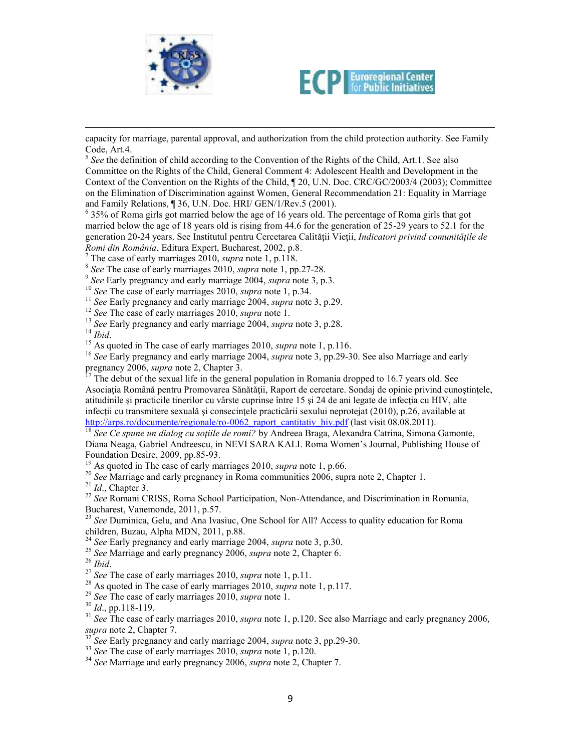capacity for marriage, parental approval, and authorization from the child protection authority. See Family Code, Art.4.

[5] *See* the definition of child according to the Convention of the Rights of the Child, Art.1. See also Committee on the Rights of the Child, General Comment 4: Adolescent Health and Development in the Context of the Convention on the Rights of the Child, ¶ 20, U.N. Doc. CRC/GC/2003/4 (2003); Committee on the Elimination of Discrimination against Women, General Recommendation 21: Equality in Marriage and Family Relations, ¶ 36, U.N. Doc. HRI/ GEN/1/Rev.5 (2001).

[6] 35% of Roma girls got married below the age of 16 years old. The percentage of Roma girls that got married below the age of 18 years old is rising from 44.6 for the generation of 25-29 years to 52.1 for the generation 20-24 years. See Institutul pentru Cercetarea Calităţii Vieţii, *Indicatori privind comunităţile de Romi din România*, Editura Expert, Bucharest, 2002, p.8.

[7] The case of early marriages 2010, *supra* note 1, p.118.

[8] *See* The case of early marriages 2010, *supra* note 1, pp.27-28.

[9] *See* Early pregnancy and early marriage 2004, *supra* note 3, p.3.

[10] *See* The case of early marriages 2010, *supra* note 1, p.34.

[11] *See* Early pregnancy and early marriage 2004, *supra* note 3, p.29.

[12] *See* The case of early marriages 2010, *supra* note 1.

[13] *See* Early pregnancy and early marriage 2004, *supra* note 3, p.28.

[14] *Ibid*.

[15] As quoted in The case of early marriages 2010, *supra* note 1, p.116.

[16] *See* Early pregnancy and early marriage 2004, *supra* note 3, pp.29-30. See also Marriage and early pregnancy 2006, *supra* note 2, Chapter 3.

[17] The debut of the sexual life in the general population in Romania dropped to 16.7 years old. See Asociaţia Română pentru Promovarea Sănătăţii, Raport de cercetare. Sondaj de opinie privind cunoştinţele, atitudinile şi practicile tinerilor cu vârste cuprinse între 15 şi 24 de ani legate de infecţia cu HIV, alte infecţii cu transmitere sexuală şi consecinţele practicării sexului neprotejat (2010), p.26, available at http://arps.ro/documente/regionale/ro-0062_raport_cantitativ_hiv.pdf (last visit 08.08.2011).

[18] *See Ce spune un dialog cu soţiile de romi?* by Andreea Braga, Alexandra Catrina, Simona Gamonte, Diana Neaga, Gabriel Andreescu, in NEVI SARA KALI. Roma Women's Journal, Publishing House of Foundation Desire, 2009, pp.85-93.

[19] As quoted in The case of early marriages 2010, *supra* note 1, p.66.

[20] *See* Marriage and early pregnancy in Roma communities 2006, supra note 2, Chapter 1.

[21] *Id*., Chapter 3.

[22] *See* Romani CRISS, Roma School Participation, Non-Attendance, and Discrimination in Romania, Bucharest, Vanemonde, 2011, p.57.

[23] *See* Duminica, Gelu, and Ana Ivasiuc, One School for All? Access to quality education for Roma children, Buzau, Alpha MDN, 2011, p.88.

[24] *See* Early pregnancy and early marriage 2004, *supra* note 3, p.30.

[25] *See* Marriage and early pregnancy 2006, *supra* note 2, Chapter 6.

[26] *Ibid*.

[27] *See* The case of early marriages 2010, *supra* note 1, p.11.

[28] As quoted in The case of early marriages 2010, *supra* note 1, p.117.

[29] *See* The case of early marriages 2010, *supra* note 1.

[30] *Id*., pp.118-119.

[31] *See* The case of early marriages 2010, *supra* note 1, p.120. See also Marriage and early pregnancy 2006, *supra* note 2, Chapter 7.

[32] *See* Early pregnancy and early marriage 2004, *supra* note 3, pp.29-30.

[33] *See* The case of early marriages 2010, *supra* note 1, p.120.

[34] *See* Marriage and early pregnancy 2006, *supra* note 2, Chapter 7.